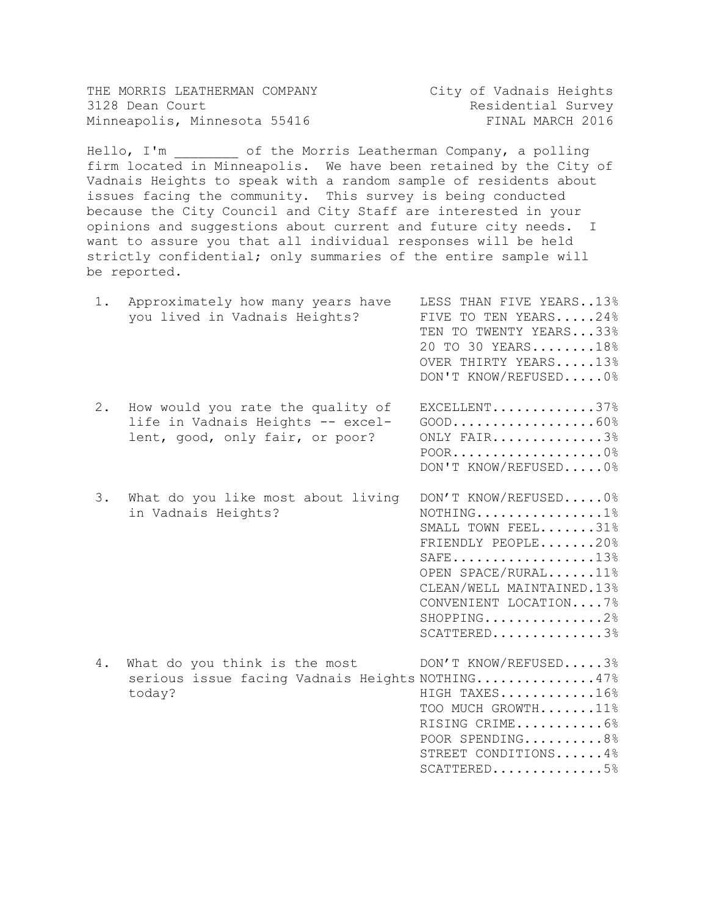THE MORRIS LEATHERMAN COMPANY
3128 Dean Court
Minneapolis, Minnesota 55416

City of Vadnais Heights
Residential Survey
FINAL MARCH 2016

Hello, I'm ________ of the Morris Leatherman Company, a polling firm located in Minneapolis. We have been retained by the City of Vadnais Heights to speak with a random sample of residents about issues facing the community. This survey is being conducted because the City Council and City Staff are interested in your opinions and suggestions about current and future city needs. I want to assure you that all individual responses will be held strictly confidential; only summaries of the entire sample will be reported.

1. Approximately how many years have you lived in Vadnais Heights?

   LESS THAN FIVE YEARS..13%
   FIVE TO TEN YEARS.....24%
   TEN TO TWENTY YEARS...33%
   20 TO 30 YEARS........18%
   OVER THIRTY YEARS.....13%
   DON'T KNOW/REFUSED.....0%

2. How would you rate the quality of life in Vadnais Heights -- excellent, good, only fair, or poor?

   EXCELLENT.............37%
   GOOD..................60%
   ONLY FAIR..............3%
   POOR...................0%
   DON'T KNOW/REFUSED.....0%

3. What do you like most about living in Vadnais Heights?

   DON'T KNOW/REFUSED.....0%
   NOTHING................1%
   SMALL TOWN FEEL.......31%
   FRIENDLY PEOPLE.......20%
   SAFE..................13%
   OPEN SPACE/RURAL......11%
   CLEAN/WELL MAINTAINED.13%
   CONVENIENT LOCATION....7%
   SHOPPING...............2%
   SCATTERED..............3%

4. What do you think is the most serious issue facing Vadnais Heights today?

   DON'T KNOW/REFUSED.....3%
   NOTHING...............47%
   HIGH TAXES............16%
   TOO MUCH GROWTH.......11%
   RISING CRIME...........6%
   POOR SPENDING..........8%
   STREET CONDITIONS......4%
   SCATTERED..............5%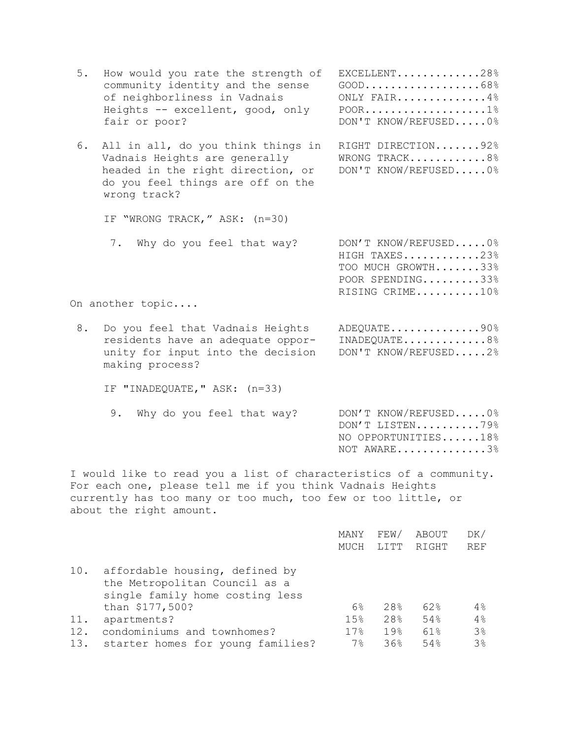5. How would you rate the strength of community identity and the sense of neighborliness in Vadnais Heights -- excellent, good, only fair or poor?

| | |
|---|---|
| EXCELLENT | 28% |
| GOOD | 68% |
| ONLY FAIR | 4% |
| POOR | 1% |
| DON'T KNOW/REFUSED | 0% |

6. All in all, do you think things in Vadnais Heights are generally headed in the right direction, or do you feel things are off on the wrong track?

| | |
|---|---|
| RIGHT DIRECTION | 92% |
| WRONG TRACK | 8% |
| DON'T KNOW/REFUSED | 0% |

IF "WRONG TRACK," ASK: (n=30)

7. Why do you feel that way?

| | |
|---|---|
| DON'T KNOW/REFUSED | 0% |
| HIGH TAXES | 23% |
| TOO MUCH GROWTH | 33% |
| POOR SPENDING | 33% |
| RISING CRIME | 10% |

On another topic....

8. Do you feel that Vadnais Heights residents have an adequate opporunity for input into the decision making process?

| | |
|---|---|
| ADEQUATE | 90% |
| INADEQUATE | 8% |
| DON'T KNOW/REFUSED | 2% |

IF "INADEQUATE," ASK: (n=33)

9. Why do you feel that way?

| | |
|---|---|
| DON'T KNOW/REFUSED | 0% |
| DON'T LISTEN | 79% |
| NO OPPORTUNITIES | 18% |
| NOT AWARE | 3% |

I would like to read you a list of characteristics of a community. For each one, please tell me if you think Vadnais Heights currently has too many or too much, too few or too little, or about the right amount.

| | MANY MUCH | FEW/ LITT | ABOUT RIGHT | DK/ REF |
|---|---|---|---|---|
| 10. affordable housing, defined by the Metropolitan Council as a single family home costing less than $177,500? | 6% | 28% | 62% | 4% |
| 11. apartments? | 15% | 28% | 54% | 4% |
| 12. condominiums and townhomes? | 17% | 19% | 61% | 3% |
| 13. starter homes for young families? | 7% | 36% | 54% | 3% |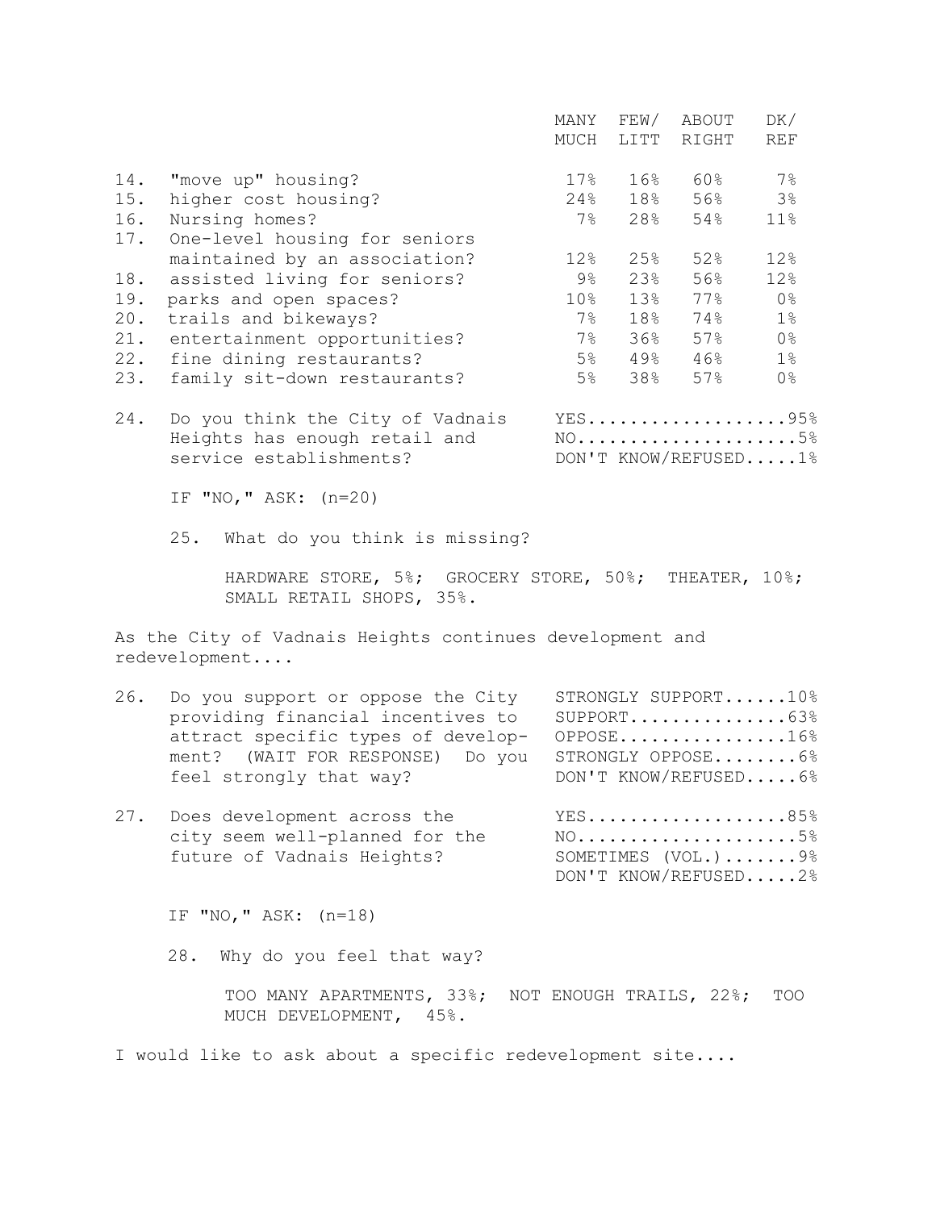| | | MANY/ MUCH | FEW/ LITT | ABOUT RIGHT | DK/ REF |
|---|---|---|---|---|---|
| 14. | "move up" housing? | 17% | 16% | 60% | 7% |
| 15. | higher cost housing? | 24% | 18% | 56% | 3% |
| 16. | Nursing homes? | 7% | 28% | 54% | 11% |
| 17. | One-level housing for seniors maintained by an association? | 12% | 25% | 52% | 12% |
| 18. | assisted living for seniors? | 9% | 23% | 56% | 12% |
| 19. | parks and open spaces? | 10% | 13% | 77% | 0% |
| 20. | trails and bikeways? | 7% | 18% | 74% | 1% |
| 21. | entertainment opportunities? | 7% | 36% | 57% | 0% |
| 22. | fine dining restaurants? | 5% | 49% | 46% | 1% |
| 23. | family sit-down restaurants? | 5% | 38% | 57% | 0% |

24. Do you think the City of Vadnais Heights has enough retail and service establishments?

YES...................95%
NO.....................5%
DON'T KNOW/REFUSED.....1%

IF "NO," ASK: (n=20)

25. What do you think is missing?

HARDWARE STORE, 5%; GROCERY STORE, 50%; THEATER, 10%; SMALL RETAIL SHOPS, 35%.

As the City of Vadnais Heights continues development and redevelopment....

26. Do you support or oppose the City providing financial incentives to attract specific types of development? (WAIT FOR RESPONSE) Do you feel strongly that way?

STRONGLY SUPPORT......10%
SUPPORT...............63%
OPPOSE................16%
STRONGLY OPPOSE........6%
DON'T KNOW/REFUSED.....6%

27. Does development across the city seem well-planned for the future of Vadnais Heights?

YES...................85%
NO.....................5%
SOMETIMES (VOL.).......9%
DON'T KNOW/REFUSED.....2%

IF "NO," ASK: (n=18)

28. Why do you feel that way?

TOO MANY APARTMENTS, 33%; NOT ENOUGH TRAILS, 22%; TOO MUCH DEVELOPMENT, 45%.

I would like to ask about a specific redevelopment site....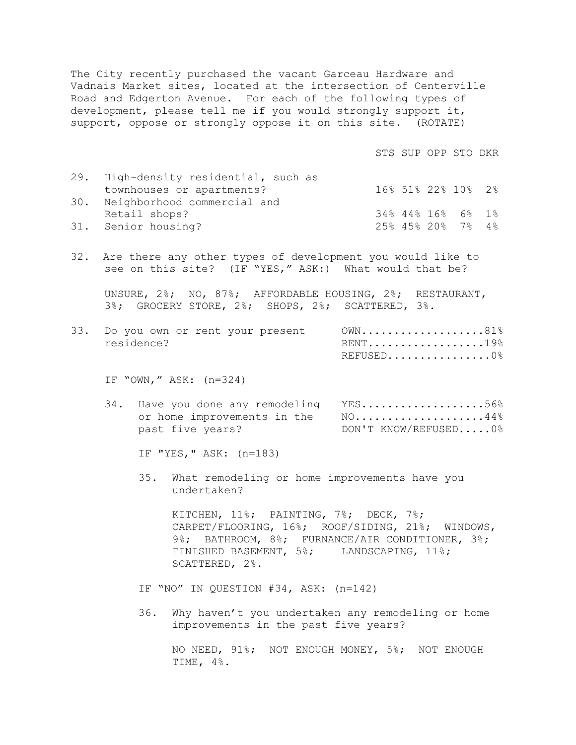The City recently purchased the vacant Garceau Hardware and Vadnais Market sites, located at the intersection of Centerville Road and Edgerton Avenue. For each of the following types of development, please tell me if you would strongly support it, support, oppose or strongly oppose it on this site. (ROTATE)

| | STS | SUP | OPP | STO | DKR |
|---|---|---|---|---|---|
| 29. High-density residential, such as townhouses or apartments? | 16% | 51% | 22% | 10% | 2% |
| 30. Neighborhood commercial and Retail shops? | 34% | 44% | 16% | 6% | 1% |
| 31. Senior housing? | 25% | 45% | 20% | 7% | 4% |

32. Are there any other types of development you would like to see on this site? (IF "YES," ASK:) What would that be?

    UNSURE, 2%; NO, 87%; AFFORDABLE HOUSING, 2%; RESTAURANT, 3%; GROCERY STORE, 2%; SHOPS, 2%; SCATTERED, 3%.

33. Do you own or rent your present residence?

    OWN...................81%
    RENT..................19%
    REFUSED................0%

IF "OWN," ASK: (n=324)

34. Have you done any remodeling or home improvements in the past five years?

    YES...................56%
    NO....................44%
    DON'T KNOW/REFUSED.....0%

IF "YES," ASK: (n=183)

35. What remodeling or home improvements have you undertaken?

    KITCHEN, 11%; PAINTING, 7%; DECK, 7%; CARPET/FLOORING, 16%; ROOF/SIDING, 21%; WINDOWS, 9%; BATHROOM, 8%; FURNANCE/AIR CONDITIONER, 3%; FINISHED BASEMENT, 5%; LANDSCAPING, 11%; SCATTERED, 2%.

IF "NO" IN QUESTION #34, ASK: (n=142)

36. Why haven't you undertaken any remodeling or home improvements in the past five years?

    NO NEED, 91%; NOT ENOUGH MONEY, 5%; NOT ENOUGH TIME, 4%.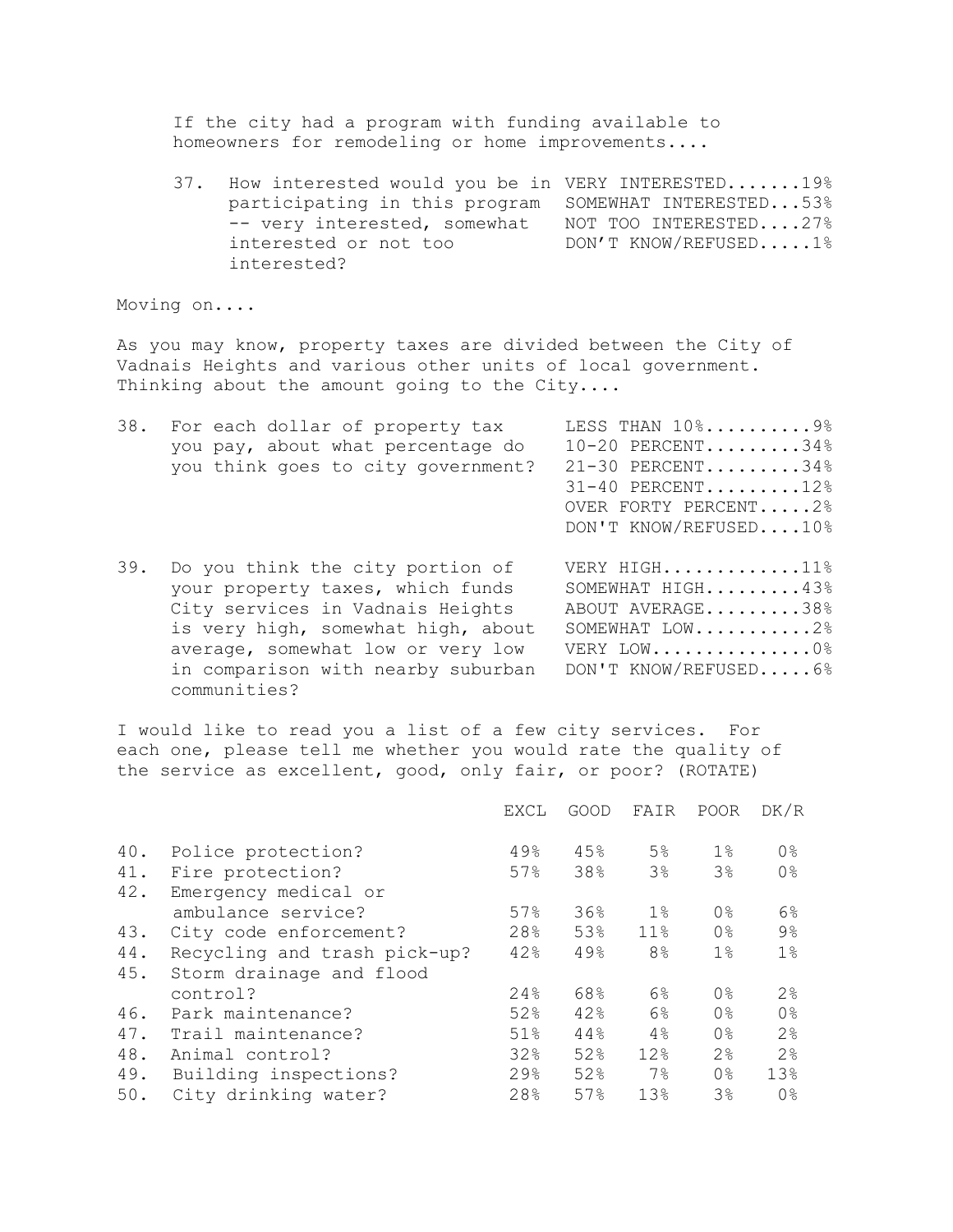If the city had a program with funding available to homeowners for remodeling or home improvements....

37. How interested would you be in participating in this program -- very interested, somewhat interested or not too interested?

| | |
|---|---|
| VERY INTERESTED | 19% |
| SOMEWHAT INTERESTED | 53% |
| NOT TOO INTERESTED | 27% |
| DON'T KNOW/REFUSED | 1% |

Moving on....

As you may know, property taxes are divided between the City of Vadnais Heights and various other units of local government. Thinking about the amount going to the City....

38. For each dollar of property tax you pay, about what percentage do you think goes to city government?

| | |
|---|---|
| LESS THAN 10% | 9% |
| 10-20 PERCENT | 34% |
| 21-30 PERCENT | 34% |
| 31-40 PERCENT | 12% |
| OVER FORTY PERCENT | 2% |
| DON'T KNOW/REFUSED | 10% |

39. Do you think the city portion of your property taxes, which funds City services in Vadnais Heights is very high, somewhat high, about average, somewhat low or very low in comparison with nearby suburban communities?

| | |
|---|---|
| VERY HIGH | 11% |
| SOMEWHAT HIGH | 43% |
| ABOUT AVERAGE | 38% |
| SOMEWHAT LOW | 2% |
| VERY LOW | 0% |
| DON'T KNOW/REFUSED | 6% |

I would like to read you a list of a few city services. For each one, please tell me whether you would rate the quality of the service as excellent, good, only fair, or poor? (ROTATE)

| | | EXCL | GOOD | FAIR | POOR | DK/R |
|---|---|---|---|---|---|---|
| 40. | Police protection? | 49% | 45% | 5% | 1% | 0% |
| 41. | Fire protection? | 57% | 38% | 3% | 3% | 0% |
| 42. | Emergency medical or ambulance service? | 57% | 36% | 1% | 0% | 6% |
| 43. | City code enforcement? | 28% | 53% | 11% | 0% | 9% |
| 44. | Recycling and trash pick-up? | 42% | 49% | 8% | 1% | 1% |
| 45. | Storm drainage and flood control? | 24% | 68% | 6% | 0% | 2% |
| 46. | Park maintenance? | 52% | 42% | 6% | 0% | 0% |
| 47. | Trail maintenance? | 51% | 44% | 4% | 0% | 2% |
| 48. | Animal control? | 32% | 52% | 12% | 2% | 2% |
| 49. | Building inspections? | 29% | 52% | 7% | 0% | 13% |
| 50. | City drinking water? | 28% | 57% | 13% | 3% | 0% |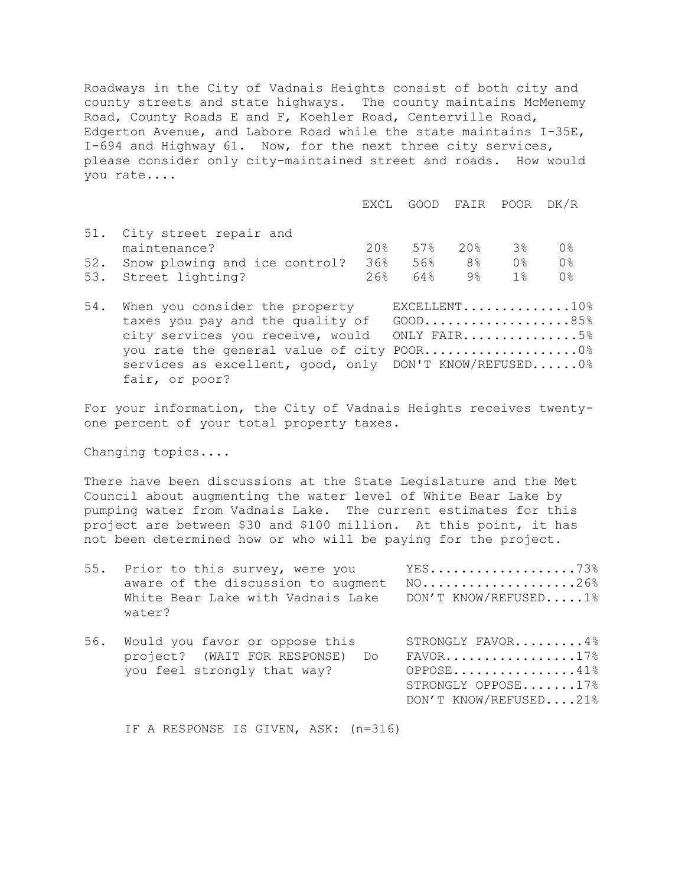Roadways in the City of Vadnais Heights consist of both city and county streets and state highways. The county maintains McMenemy Road, County Roads E and F, Koehler Road, Centerville Road, Edgerton Avenue, and Labore Road while the state maintains I-35E, I-694 and Highway 61. Now, for the next three city services, please consider only city-maintained street and roads. How would you rate....

| | EXCL | GOOD | FAIR | POOR | DK/R |
|---|---|---|---|---|---|
| 51. City street repair and maintenance? | 20% | 57% | 20% | 3% | 0% |
| 52. Snow plowing and ice control? | 36% | 56% | 8% | 0% | 0% |
| 53. Street lighting? | 26% | 64% | 9% | 1% | 0% |

54. When you consider the property taxes you pay and the quality of city services you receive, would you rate the general value of city services as excellent, good, only fair, or poor?

| | |
|---|---|
| EXCELLENT | 10% |
| GOOD | 85% |
| ONLY FAIR | 5% |
| POOR | 0% |
| DON'T KNOW/REFUSED | 0% |

For your information, the City of Vadnais Heights receives twenty-one percent of your total property taxes.

Changing topics....

There have been discussions at the State Legislature and the Met Council about augmenting the water level of White Bear Lake by pumping water from Vadnais Lake. The current estimates for this project are between $30 and $100 million. At this point, it has not been determined how or who will be paying for the project.

55. Prior to this survey, were you aware of the discussion to augment White Bear Lake with Vadnais Lake water?

| | |
|---|---|
| YES | 73% |
| NO | 26% |
| DON'T KNOW/REFUSED | 1% |

56. Would you favor or oppose this project? (WAIT FOR RESPONSE) Do you feel strongly that way?

| | |
|---|---|
| STRONGLY FAVOR | 4% |
| FAVOR | 17% |
| OPPOSE | 41% |
| STRONGLY OPPOSE | 17% |
| DON'T KNOW/REFUSED | 21% |

IF A RESPONSE IS GIVEN, ASK: (n=316)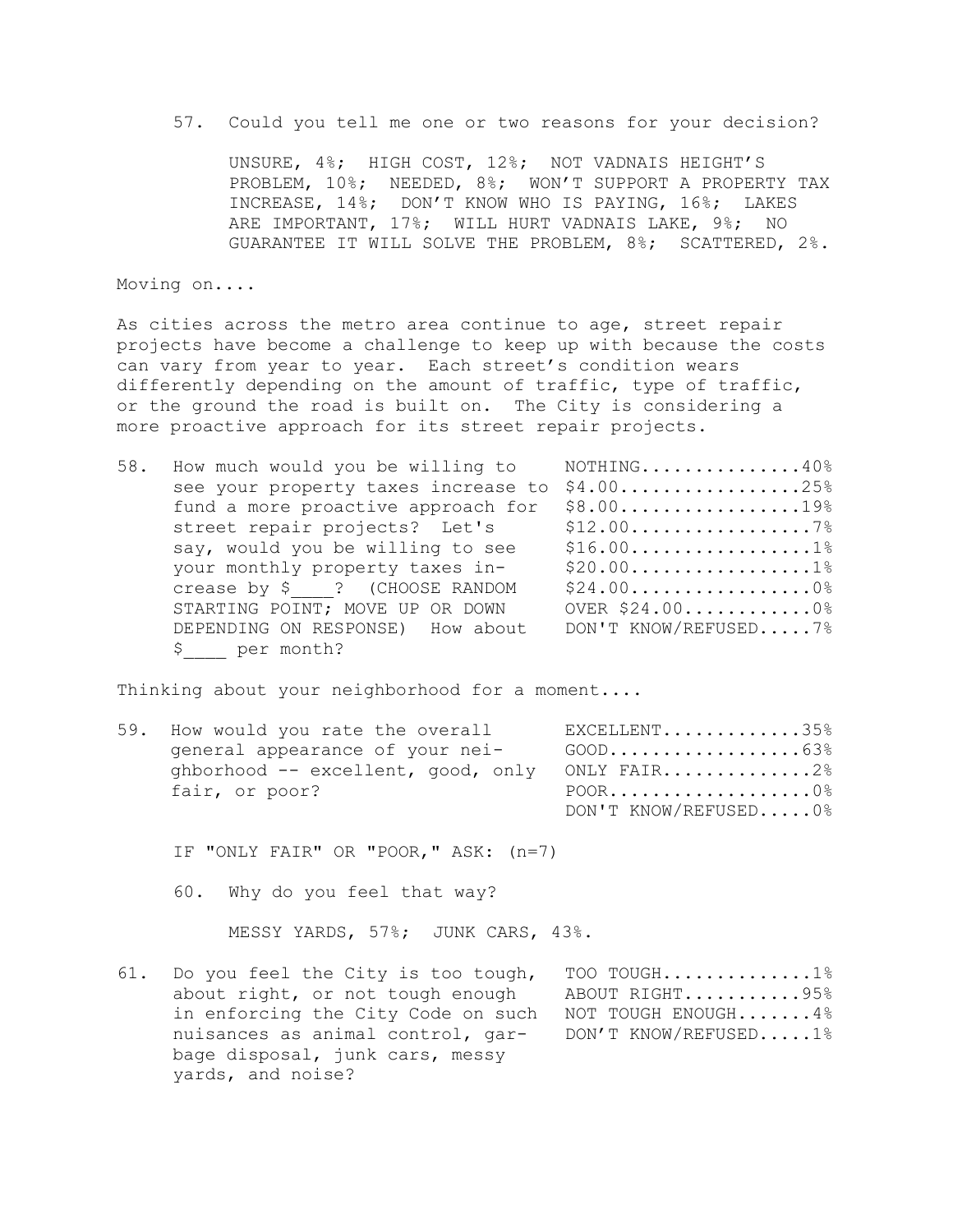57. Could you tell me one or two reasons for your decision?

    UNSURE, 4%; HIGH COST, 12%; NOT VADNAIS HEIGHT'S PROBLEM, 10%; NEEDED, 8%; WON'T SUPPORT A PROPERTY TAX INCREASE, 14%; DON'T KNOW WHO IS PAYING, 16%; LAKES ARE IMPORTANT, 17%; WILL HURT VADNAIS LAKE, 9%; NO GUARANTEE IT WILL SOLVE THE PROBLEM, 8%; SCATTERED, 2%.

Moving on....

As cities across the metro area continue to age, street repair projects have become a challenge to keep up with because the costs can vary from year to year. Each street's condition wears differently depending on the amount of traffic, type of traffic, or the ground the road is built on. The City is considering a more proactive approach for its street repair projects.

58. How much would you be willing to see your property taxes increase to fund a more proactive approach for street repair projects? Let's say, would you be willing to see your monthly property taxes increase by $____? (CHOOSE RANDOM STARTING POINT; MOVE UP OR DOWN DEPENDING ON RESPONSE) How about $____ per month?

| | |
|---|---|
| NOTHING | 40% |
| $4.00 | 25% |
| $8.00 | 19% |
| $12.00 | 7% |
| $16.00 | 1% |
| $20.00 | 1% |
| $24.00 | 0% |
| OVER $24.00 | 0% |
| DON'T KNOW/REFUSED | 7% |

Thinking about your neighborhood for a moment....

59. How would you rate the overall general appearance of your neighborhood -- excellent, good, only fair, or poor?

| | |
|---|---|
| EXCELLENT | 35% |
| GOOD | 63% |
| ONLY FAIR | 2% |
| POOR | 0% |
| DON'T KNOW/REFUSED | 0% |

IF "ONLY FAIR" OR "POOR," ASK: (n=7)

60. Why do you feel that way?

    MESSY YARDS, 57%; JUNK CARS, 43%.

61. Do you feel the City is too tough, about right, or not tough enough in enforcing the City Code on such nuisances as animal control, garbage disposal, junk cars, messy yards, and noise?

| | |
|---|---|
| TOO TOUGH | 1% |
| ABOUT RIGHT | 95% |
| NOT TOUGH ENOUGH | 4% |
| DON'T KNOW/REFUSED | 1% |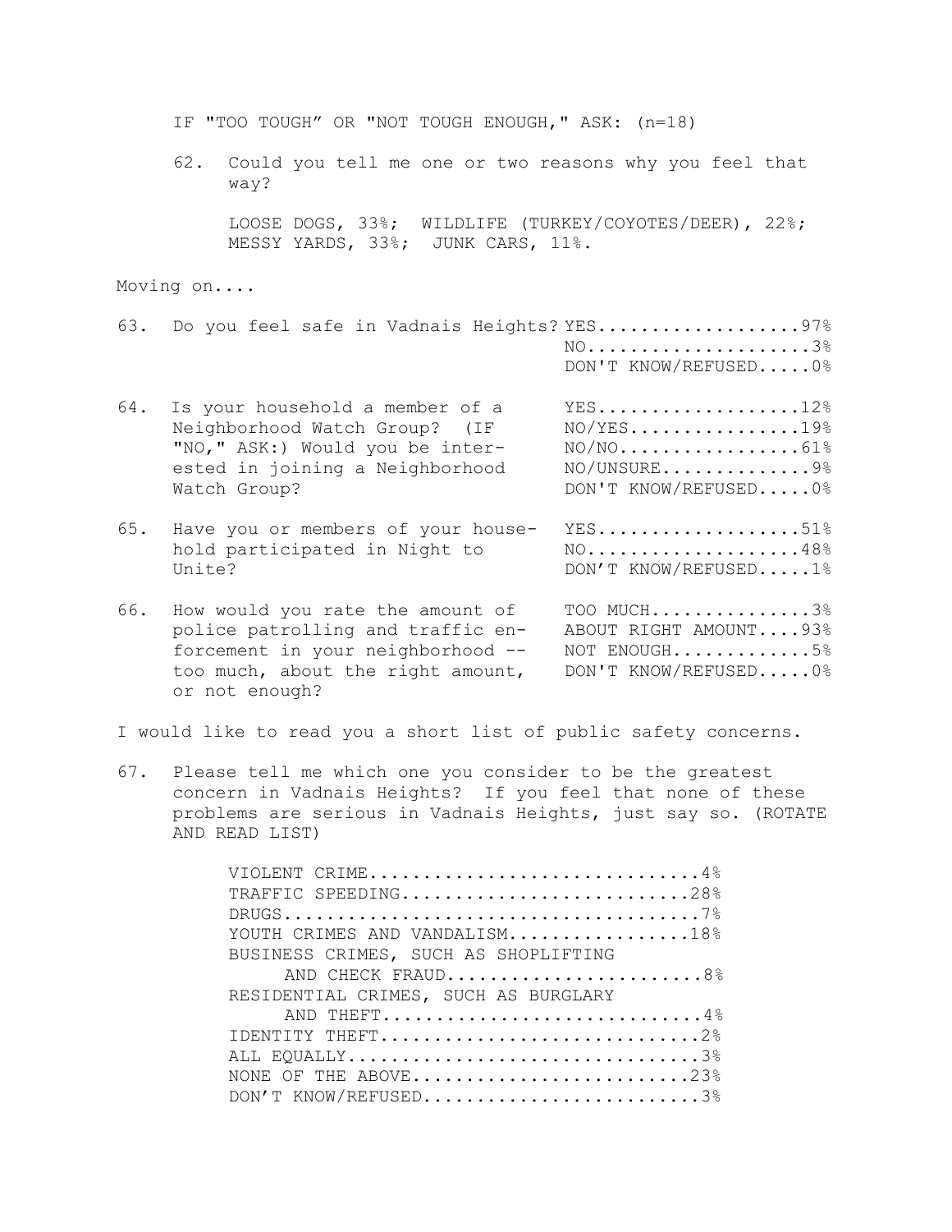IF "TOO TOUGH" OR "NOT TOUGH ENOUGH," ASK: (n=18)

62. Could you tell me one or two reasons why you feel that way?

    LOOSE DOGS, 33%; WILDLIFE (TURKEY/COYOTES/DEER), 22%; MESSY YARDS, 33%; JUNK CARS, 11%.

Moving on....

63. Do you feel safe in Vadnais Heights?

| | |
|---|---|
| YES | 97% |
| NO | 3% |
| DON'T KNOW/REFUSED | 0% |

64. Is your household a member of a Neighborhood Watch Group? (IF "NO," ASK:) Would you be interested in joining a Neighborhood Watch Group?

| | |
|---|---|
| YES | 12% |
| NO/YES | 19% |
| NO/NO | 61% |
| NO/UNSURE | 9% |
| DON'T KNOW/REFUSED | 0% |

65. Have you or members of your household participated in Night to Unite?

| | |
|---|---|
| YES | 51% |
| NO | 48% |
| DON'T KNOW/REFUSED | 1% |

66. How would you rate the amount of police patrolling and traffic enforcement in your neighborhood -- too much, about the right amount, or not enough?

| | |
|---|---|
| TOO MUCH | 3% |
| ABOUT RIGHT AMOUNT | 93% |
| NOT ENOUGH | 5% |
| DON'T KNOW/REFUSED | 0% |

I would like to read you a short list of public safety concerns.

67. Please tell me which one you consider to be the greatest concern in Vadnais Heights? If you feel that none of these problems are serious in Vadnais Heights, just say so. (ROTATE AND READ LIST)

| | |
|---|---|
| VIOLENT CRIME | 4% |
| TRAFFIC SPEEDING | 28% |
| DRUGS | 7% |
| YOUTH CRIMES AND VANDALISM | 18% |
| BUSINESS CRIMES, SUCH AS SHOPLIFTING AND CHECK FRAUD | 8% |
| RESIDENTIAL CRIMES, SUCH AS BURGLARY AND THEFT | 4% |
| IDENTITY THEFT | 2% |
| ALL EQUALLY | 3% |
| NONE OF THE ABOVE | 23% |
| DON'T KNOW/REFUSED | 3% |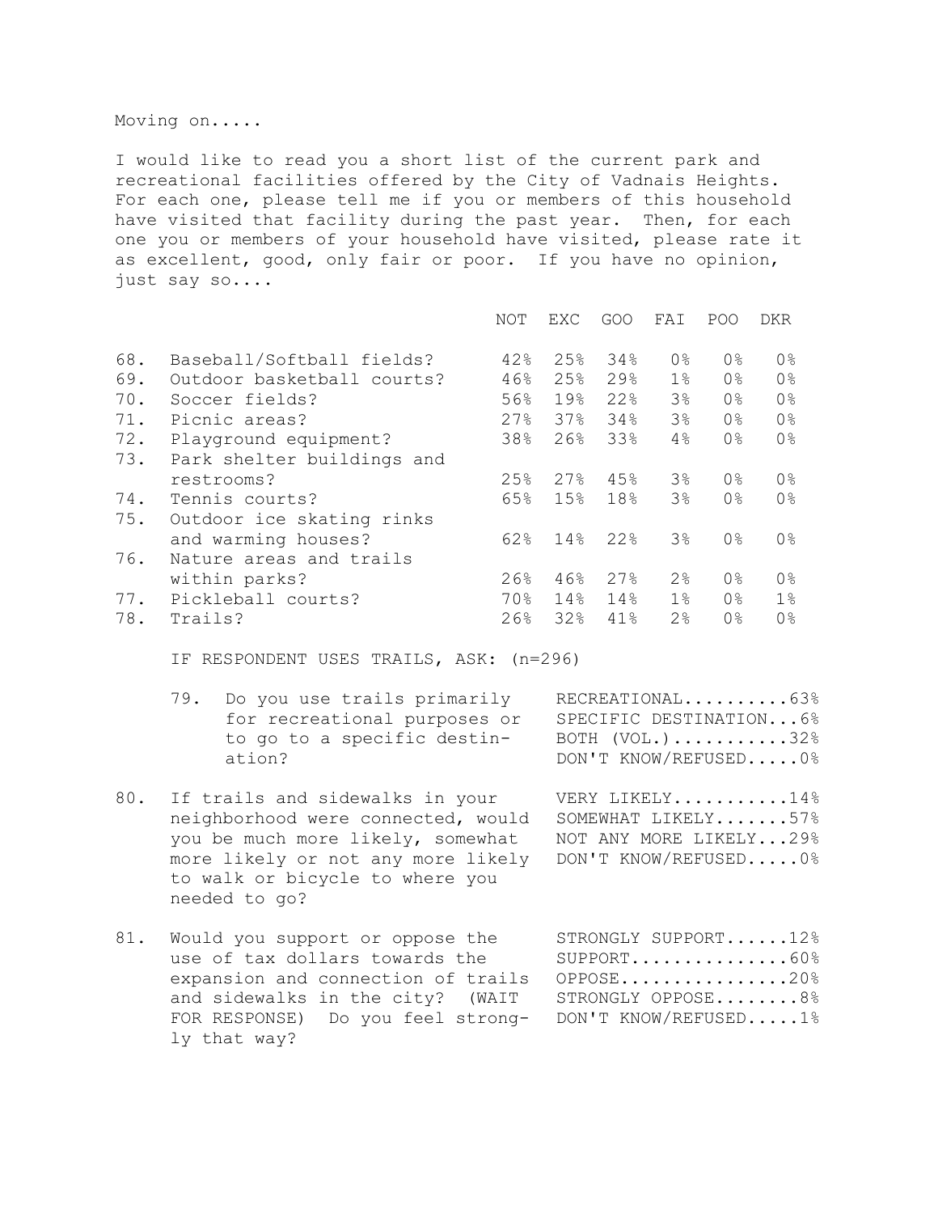Moving on.....

I would like to read you a short list of the current park and recreational facilities offered by the City of Vadnais Heights. For each one, please tell me if you or members of this household have visited that facility during the past year. Then, for each one you or members of your household have visited, please rate it as excellent, good, only fair or poor. If you have no opinion, just say so....

| | | NOT | EXC | GOO | FAI | POO | DKR |
|---|---|---|---|---|---|---|---|
| 68. | Baseball/Softball fields? | 42% | 25% | 34% | 0% | 0% | 0% |
| 69. | Outdoor basketball courts? | 46% | 25% | 29% | 1% | 0% | 0% |
| 70. | Soccer fields? | 56% | 19% | 22% | 3% | 0% | 0% |
| 71. | Picnic areas? | 27% | 37% | 34% | 3% | 0% | 0% |
| 72. | Playground equipment? | 38% | 26% | 33% | 4% | 0% | 0% |
| 73. | Park shelter buildings and restrooms? | 25% | 27% | 45% | 3% | 0% | 0% |
| 74. | Tennis courts? | 65% | 15% | 18% | 3% | 0% | 0% |
| 75. | Outdoor ice skating rinks and warming houses? | 62% | 14% | 22% | 3% | 0% | 0% |
| 76. | Nature areas and trails within parks? | 26% | 46% | 27% | 2% | 0% | 0% |
| 77. | Pickleball courts? | 70% | 14% | 14% | 1% | 0% | 1% |
| 78. | Trails? | 26% | 32% | 41% | 2% | 0% | 0% |

IF RESPONDENT USES TRAILS, ASK: (n=296)

79. Do you use trails primarily for recreational purposes or to go to a specific destination?

- RECREATIONAL..........63%
- SPECIFIC DESTINATION...6%
- BOTH (VOL.)...........32%
- DON'T KNOW/REFUSED.....0%

80. If trails and sidewalks in your neighborhood were connected, would you be much more likely, somewhat more likely or not any more likely to walk or bicycle to where you needed to go?

- VERY LIKELY...........14%
- SOMEWHAT LIKELY.......57%
- NOT ANY MORE LIKELY...29%
- DON'T KNOW/REFUSED.....0%

81. Would you support or oppose the use of tax dollars towards the expansion and connection of trails and sidewalks in the city? (WAIT FOR RESPONSE) Do you feel strongly that way?

- STRONGLY SUPPORT......12%
- SUPPORT...............60%
- OPPOSE................20%
- STRONGLY OPPOSE........8%
- DON'T KNOW/REFUSED.....1%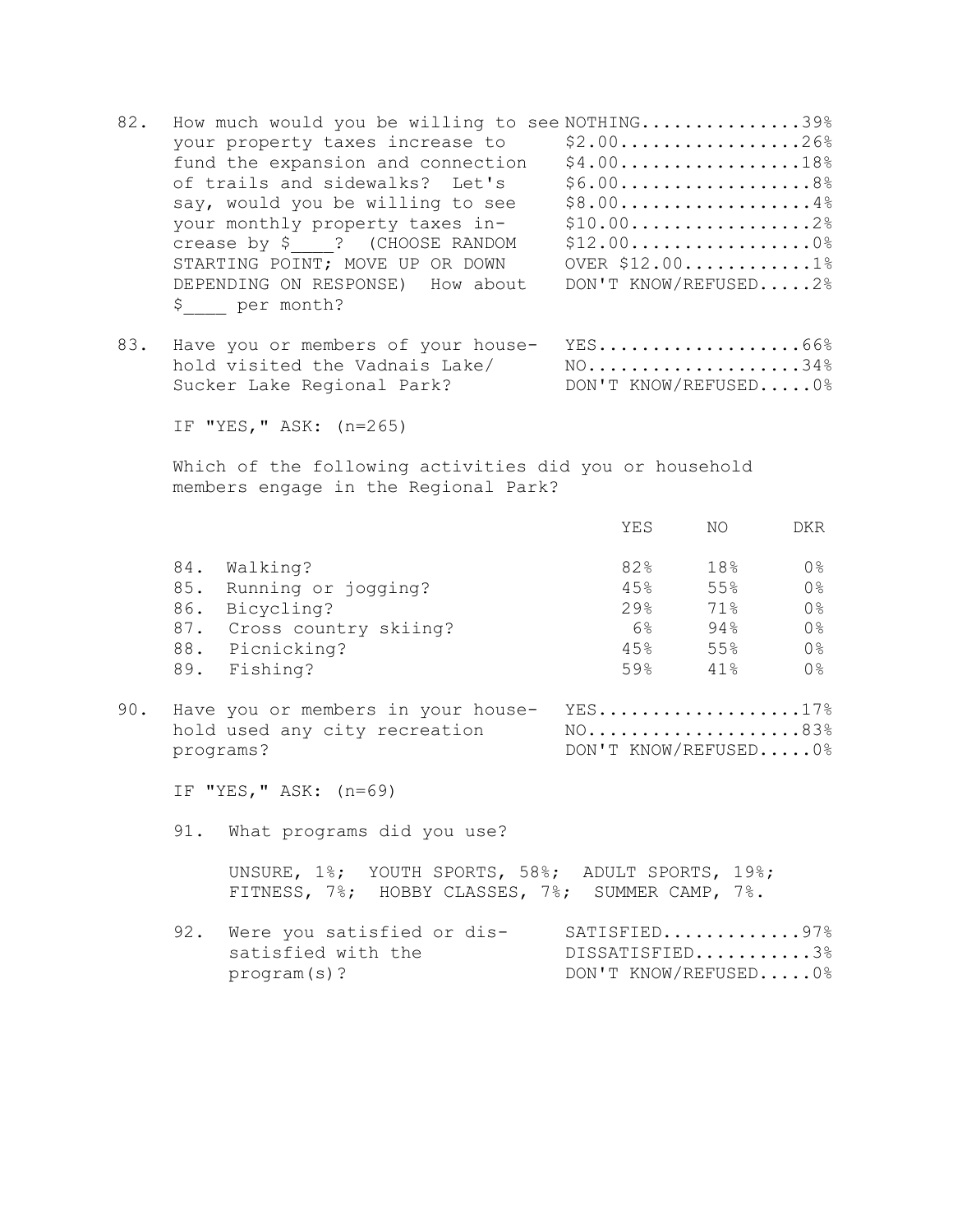82. How much would you be willing to see your property taxes increase to fund the expansion and connection of trails and sidewalks? Let's say, would you be willing to see your monthly property taxes increase by $____? (CHOOSE RANDOM STARTING POINT; MOVE UP OR DOWN DEPENDING ON RESPONSE) How about $____ per month?

| | |
|---|---|
| NOTHING | 39% |
| $2.00 | 26% |
| $4.00 | 18% |
| $6.00 | 8% |
| $8.00 | 4% |
| $10.00 | 2% |
| $12.00 | 0% |
| OVER $12.00 | 1% |
| DON'T KNOW/REFUSED | 2% |

83. Have you or members of your household visited the Vadnais Lake/Sucker Lake Regional Park?

| | |
|---|---|
| YES | 66% |
| NO | 34% |
| DON'T KNOW/REFUSED | 0% |

IF "YES," ASK: (n=265)

Which of the following activities did you or household members engage in the Regional Park?

| | YES | NO | DKR |
|---|---|---|---|
| 84. Walking? | 82% | 18% | 0% |
| 85. Running or jogging? | 45% | 55% | 0% |
| 86. Bicycling? | 29% | 71% | 0% |
| 87. Cross country skiing? | 6% | 94% | 0% |
| 88. Picnicking? | 45% | 55% | 0% |
| 89. Fishing? | 59% | 41% | 0% |

90. Have you or members in your household used any city recreation programs?

| | |
|---|---|
| YES | 17% |
| NO | 83% |
| DON'T KNOW/REFUSED | 0% |

IF "YES," ASK: (n=69)

91. What programs did you use?

UNSURE, 1%; YOUTH SPORTS, 58%; ADULT SPORTS, 19%; FITNESS, 7%; HOBBY CLASSES, 7%; SUMMER CAMP, 7%.

92. Were you satisfied or dissatisfied with the program(s)?

| | |
|---|---|
| SATISFIED | 97% |
| DISSATISFIED | 3% |
| DON'T KNOW/REFUSED | 0% |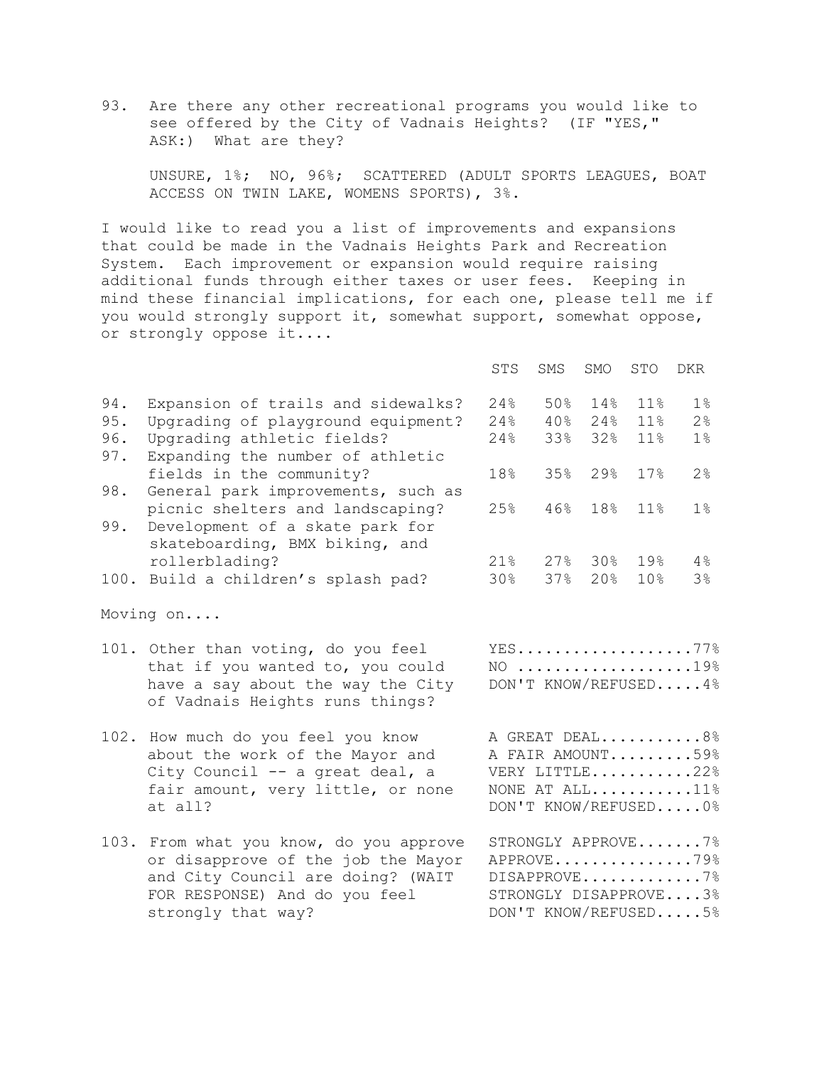93. Are there any other recreational programs you would like to see offered by the City of Vadnais Heights? (IF "YES," ASK:) What are they?

UNSURE, 1%; NO, 96%; SCATTERED (ADULT SPORTS LEAGUES, BOAT ACCESS ON TWIN LAKE, WOMENS SPORTS), 3%.

I would like to read you a list of improvements and expansions that could be made in the Vadnais Heights Park and Recreation System. Each improvement or expansion would require raising additional funds through either taxes or user fees. Keeping in mind these financial implications, for each one, please tell me if you would strongly support it, somewhat support, somewhat oppose, or strongly oppose it....

| | | STS | SMS | SMO | STO | DKR |
|---|---|---|---|---|---|---|
| 94. | Expansion of trails and sidewalks? | 24% | 50% | 14% | 11% | 1% |
| 95. | Upgrading of playground equipment? | 24% | 40% | 24% | 11% | 2% |
| 96. | Upgrading athletic fields? | 24% | 33% | 32% | 11% | 1% |
| 97. | Expanding the number of athletic fields in the community? | 18% | 35% | 29% | 17% | 2% |
| 98. | General park improvements, such as picnic shelters and landscaping? | 25% | 46% | 18% | 11% | 1% |
| 99. | Development of a skate park for skateboarding, BMX biking, and rollerblading? | 21% | 27% | 30% | 19% | 4% |
| 100. | Build a children's splash pad? | 30% | 37% | 20% | 10% | 3% |

Moving on....

101. Other than voting, do you feel that if you wanted to, you could have a say about the way the City of Vadnais Heights runs things?

YES...................77%
NO ...................19%
DON'T KNOW/REFUSED.....4%

102. How much do you feel you know about the work of the Mayor and City Council -- a great deal, a fair amount, very little, or none at all?

A GREAT DEAL...........8%
A FAIR AMOUNT.........59%
VERY LITTLE...........22%
NONE AT ALL...........11%
DON'T KNOW/REFUSED.....0%

103. From what you know, do you approve or disapprove of the job the Mayor and City Council are doing? (WAIT FOR RESPONSE) And do you feel strongly that way?

STRONGLY APPROVE.......7%
APPROVE...............79%
DISAPPROVE.............7%
STRONGLY DISAPPROVE....3%
DON'T KNOW/REFUSED.....5%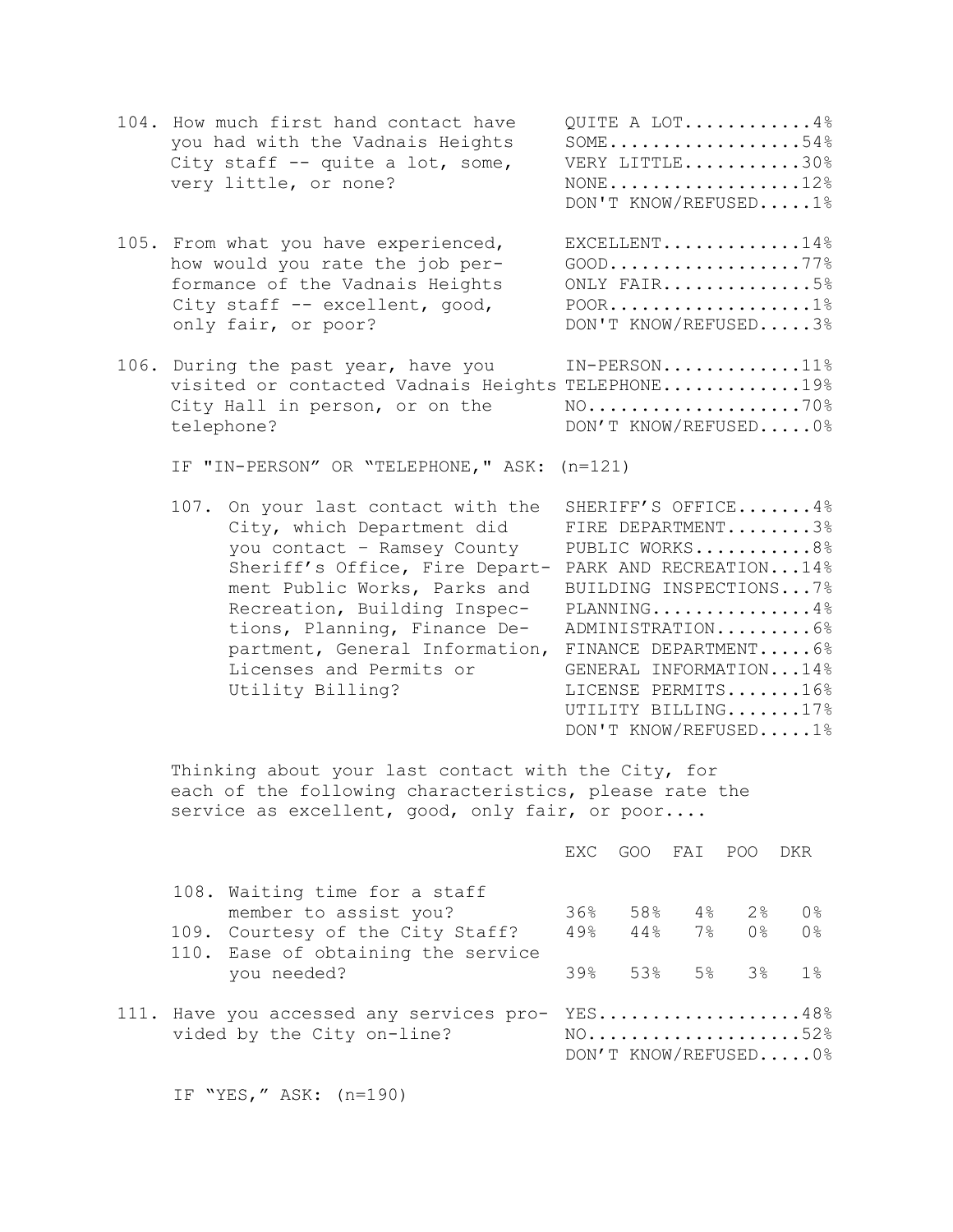104. How much first hand contact have you had with the Vadnais Heights City staff -- quite a lot, some, very little, or none?

| | |
|---|---|
| QUITE A LOT | 4% |
| SOME | 54% |
| VERY LITTLE | 30% |
| NONE | 12% |
| DON'T KNOW/REFUSED | 1% |

105. From what you have experienced, how would you rate the job performance of the Vadnais Heights City staff -- excellent, good, only fair, or poor?

| | |
|---|---|
| EXCELLENT | 14% |
| GOOD | 77% |
| ONLY FAIR | 5% |
| POOR | 1% |
| DON'T KNOW/REFUSED | 3% |

106. During the past year, have you visited or contacted Vadnais Heights City Hall in person, or on the telephone?

| | |
|---|---|
| IN-PERSON | 11% |
| TELEPHONE | 19% |
| NO | 70% |
| DON'T KNOW/REFUSED | 0% |

IF "IN-PERSON" OR "TELEPHONE," ASK: (n=121)

107. On your last contact with the City, which Department did you contact – Ramsey County Sheriff's Office, Fire Department Public Works, Parks and Recreation, Building Inspections, Planning, Finance Department, General Information, Licenses and Permits or Utility Billing?

| | |
|---|---|
| SHERIFF'S OFFICE | 4% |
| FIRE DEPARTMENT | 3% |
| PUBLIC WORKS | 8% |
| PARK AND RECREATION | 14% |
| BUILDING INSPECTIONS | 7% |
| PLANNING | 4% |
| ADMINISTRATION | 6% |
| FINANCE DEPARTMENT | 6% |
| GENERAL INFORMATION | 14% |
| LICENSE PERMITS | 16% |
| UTILITY BILLING | 17% |
| DON'T KNOW/REFUSED | 1% |

Thinking about your last contact with the City, for each of the following characteristics, please rate the service as excellent, good, only fair, or poor....

| | EXC | GOO | FAI | POO | DKR |
|---|---|---|---|---|---|
| 108. Waiting time for a staff member to assist you? | 36% | 58% | 4% | 2% | 0% |
| 109. Courtesy of the City Staff? | 49% | 44% | 7% | 0% | 0% |
| 110. Ease of obtaining the service you needed? | 39% | 53% | 5% | 3% | 1% |

111. Have you accessed any services provided by the City on-line?

| | |
|---|---|
| YES | 48% |
| NO | 52% |
| DON'T KNOW/REFUSED | 0% |

IF "YES," ASK: (n=190)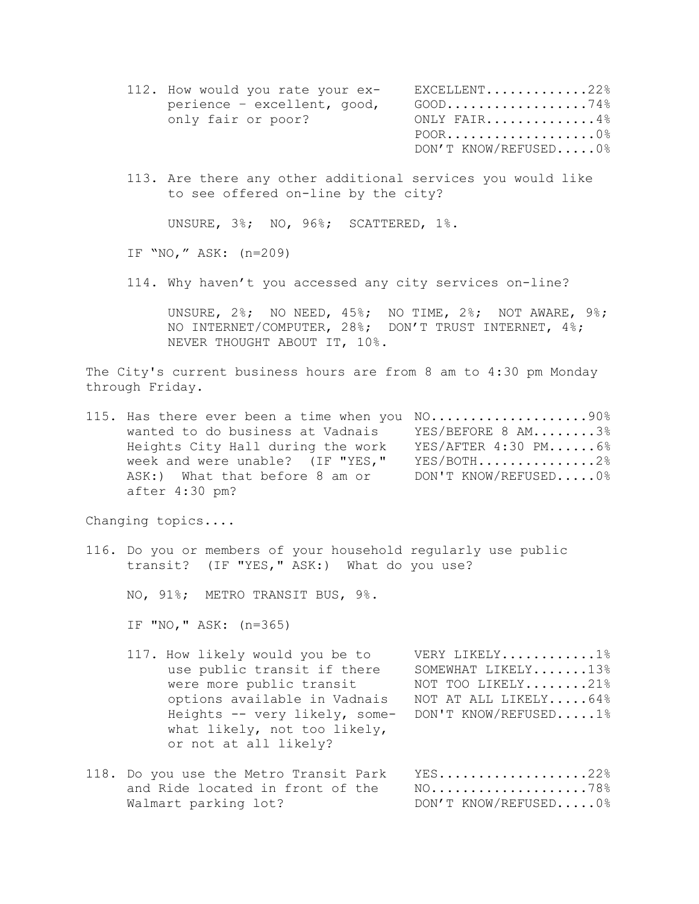112. How would you rate your experience – excellent, good, only fair or poor?

| | |
|---|---|
| EXCELLENT | 22% |
| GOOD | 74% |
| ONLY FAIR | 4% |
| POOR | 0% |
| DON'T KNOW/REFUSED | 0% |

113. Are there any other additional services you would like to see offered on-line by the city?

UNSURE, 3%; NO, 96%; SCATTERED, 1%.

IF "NO," ASK: (n=209)

114. Why haven't you accessed any city services on-line?

UNSURE, 2%; NO NEED, 45%; NO TIME, 2%; NOT AWARE, 9%; NO INTERNET/COMPUTER, 28%; DON'T TRUST INTERNET, 4%; NEVER THOUGHT ABOUT IT, 10%.

The City's current business hours are from 8 am to 4:30 pm Monday through Friday.

115. Has there ever been a time when you wanted to do business at Vadnais Heights City Hall during the work week and were unable? (IF "YES," ASK:) What that before 8 am or after 4:30 pm?

| | |
|---|---|
| NO | 90% |
| YES/BEFORE 8 AM | 3% |
| YES/AFTER 4:30 PM | 6% |
| YES/BOTH | 2% |
| DON'T KNOW/REFUSED | 0% |

Changing topics....

116. Do you or members of your household regularly use public transit? (IF "YES," ASK:) What do you use?

NO, 91%; METRO TRANSIT BUS, 9%.

IF "NO," ASK: (n=365)

117. How likely would you be to use public transit if there were more public transit options available in Vadnais Heights -- very likely, somewhat likely, not too likely, or not at all likely?

| | |
|---|---|
| VERY LIKELY | 1% |
| SOMEWHAT LIKELY | 13% |
| NOT TOO LIKELY | 21% |
| NOT AT ALL LIKELY | 64% |
| DON'T KNOW/REFUSED | 1% |

118. Do you use the Metro Transit Park and Ride located in front of the Walmart parking lot?

| | |
|---|---|
| YES | 22% |
| NO | 78% |
| DON'T KNOW/REFUSED | 0% |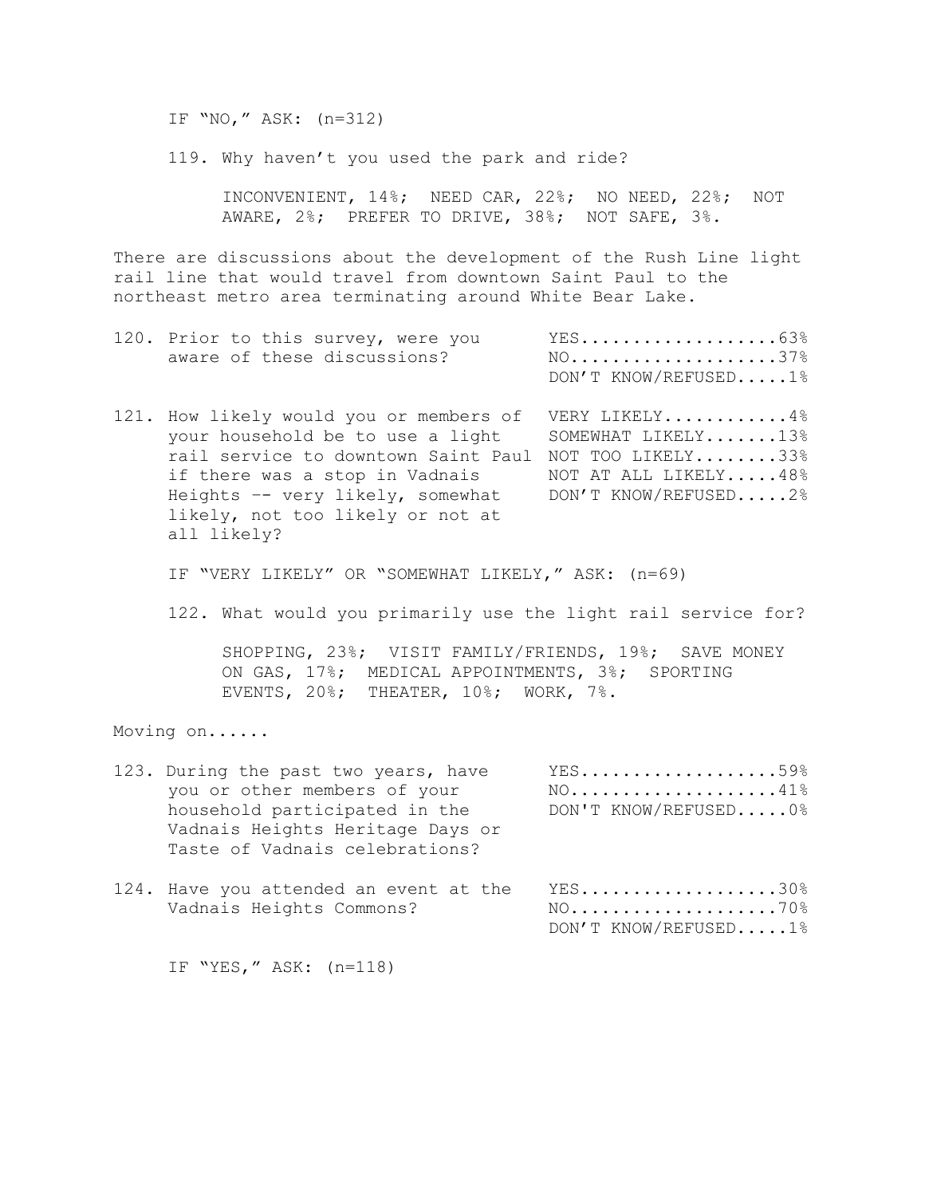IF "NO," ASK: (n=312)

119. Why haven't you used the park and ride?

INCONVENIENT, 14%; NEED CAR, 22%; NO NEED, 22%; NOT AWARE, 2%; PREFER TO DRIVE, 38%; NOT SAFE, 3%.

There are discussions about the development of the Rush Line light rail line that would travel from downtown Saint Paul to the northeast metro area terminating around White Bear Lake.

120. Prior to this survey, were you aware of these discussions?

| | |
|---|---|
| YES | 63% |
| NO | 37% |
| DON'T KNOW/REFUSED | 1% |

121. How likely would you or members of your household be to use a light rail service to downtown Saint Paul if there was a stop in Vadnais Heights -- very likely, somewhat likely, not too likely or not at all likely?

| | |
|---|---|
| VERY LIKELY | 4% |
| SOMEWHAT LIKELY | 13% |
| NOT TOO LIKELY | 33% |
| NOT AT ALL LIKELY | 48% |
| DON'T KNOW/REFUSED | 2% |

IF "VERY LIKELY" OR "SOMEWHAT LIKELY," ASK: (n=69)

122. What would you primarily use the light rail service for?

SHOPPING, 23%; VISIT FAMILY/FRIENDS, 19%; SAVE MONEY ON GAS, 17%; MEDICAL APPOINTMENTS, 3%; SPORTING EVENTS, 20%; THEATER, 10%; WORK, 7%.

Moving on......

123. During the past two years, have you or other members of your household participated in the Vadnais Heights Heritage Days or Taste of Vadnais celebrations?

| | |
|---|---|
| YES | 59% |
| NO | 41% |
| DON'T KNOW/REFUSED | 0% |

124. Have you attended an event at the Vadnais Heights Commons?

| | |
|---|---|
| YES | 30% |
| NO | 70% |
| DON'T KNOW/REFUSED | 1% |

IF "YES," ASK: (n=118)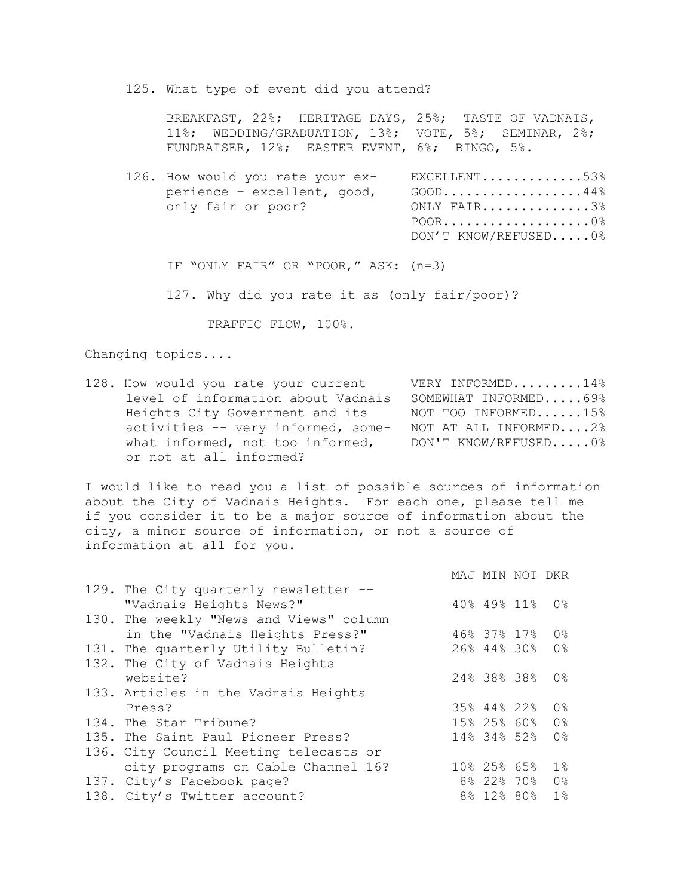125. What type of event did you attend?

BREAKFAST, 22%; HERITAGE DAYS, 25%; TASTE OF VADNAIS, 11%; WEDDING/GRADUATION, 13%; VOTE, 5%; SEMINAR, 2%; FUNDRAISER, 12%; EASTER EVENT, 6%; BINGO, 5%.

126. How would you rate your experience – excellent, good, only fair or poor?

| | |
|---|---|
| EXCELLENT | 53% |
| GOOD | 44% |
| ONLY FAIR | 3% |
| POOR | 0% |
| DON'T KNOW/REFUSED | 0% |

IF "ONLY FAIR" OR "POOR," ASK: (n=3)

127. Why did you rate it as (only fair/poor)?

TRAFFIC FLOW, 100%.

Changing topics....

128. How would you rate your current level of information about Vadnais Heights City Government and its activities -- very informed, somewhat informed, not too informed, or not at all informed?

| | |
|---|---|
| VERY INFORMED | 14% |
| SOMEWHAT INFORMED | 69% |
| NOT TOO INFORMED | 15% |
| NOT AT ALL INFORMED | 2% |
| DON'T KNOW/REFUSED | 0% |

I would like to read you a list of possible sources of information about the City of Vadnais Heights. For each one, please tell me if you consider it to be a major source of information about the city, a minor source of information, or not a source of information at all for you.

| | MAJ | MIN | NOT | DKR |
|---|---|---|---|---|
| 129. The City quarterly newsletter -- "Vadnais Heights News?" | 40% | 49% | 11% | 0% |
| 130. The weekly "News and Views" column in the "Vadnais Heights Press?" | 46% | 37% | 17% | 0% |
| 131. The quarterly Utility Bulletin? | 26% | 44% | 30% | 0% |
| 132. The City of Vadnais Heights website? | 24% | 38% | 38% | 0% |
| 133. Articles in the Vadnais Heights Press? | 35% | 44% | 22% | 0% |
| 134. The Star Tribune? | 15% | 25% | 60% | 0% |
| 135. The Saint Paul Pioneer Press? | 14% | 34% | 52% | 0% |
| 136. City Council Meeting telecasts or city programs on Cable Channel 16? | 10% | 25% | 65% | 1% |
| 137. City's Facebook page? | 8% | 22% | 70% | 0% |
| 138. City's Twitter account? | 8% | 12% | 80% | 1% |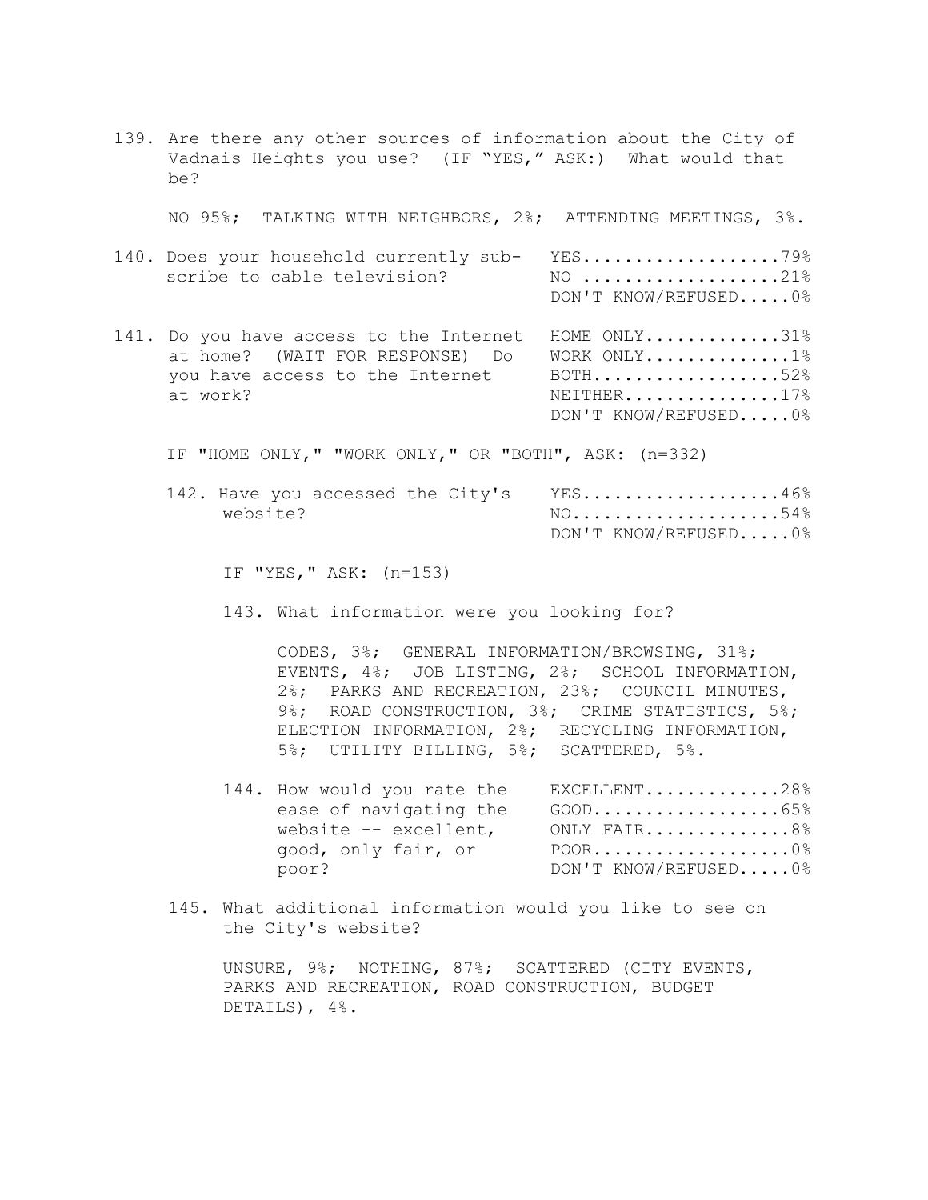139. Are there any other sources of information about the City of Vadnais Heights you use? (IF "YES," ASK:) What would that be?

NO 95%; TALKING WITH NEIGHBORS, 2%; ATTENDING MEETINGS, 3%.

140. Does your household currently subscribe to cable television?

| | |
|---|---|
| YES | 79% |
| NO | 21% |
| DON'T KNOW/REFUSED | 0% |

141. Do you have access to the Internet at home? (WAIT FOR RESPONSE) Do you have access to the Internet at work?

| | |
|---|---|
| HOME ONLY | 31% |
| WORK ONLY | 1% |
| BOTH | 52% |
| NEITHER | 17% |
| DON'T KNOW/REFUSED | 0% |

IF "HOME ONLY," "WORK ONLY," OR "BOTH", ASK: (n=332)

142. Have you accessed the City's website?

| | |
|---|---|
| YES | 46% |
| NO | 54% |
| DON'T KNOW/REFUSED | 0% |

IF "YES," ASK: (n=153)

143. What information were you looking for?

CODES, 3%; GENERAL INFORMATION/BROWSING, 31%; EVENTS, 4%; JOB LISTING, 2%; SCHOOL INFORMATION, 2%; PARKS AND RECREATION, 23%; COUNCIL MINUTES, 9%; ROAD CONSTRUCTION, 3%; CRIME STATISTICS, 5%; ELECTION INFORMATION, 2%; RECYCLING INFORMATION, 5%; UTILITY BILLING, 5%; SCATTERED, 5%.

144. How would you rate the ease of navigating the website -- excellent, good, only fair, or poor?

| | |
|---|---|
| EXCELLENT | 28% |
| GOOD | 65% |
| ONLY FAIR | 8% |
| POOR | 0% |
| DON'T KNOW/REFUSED | 0% |

145. What additional information would you like to see on the City's website?

UNSURE, 9%; NOTHING, 87%; SCATTERED (CITY EVENTS, PARKS AND RECREATION, ROAD CONSTRUCTION, BUDGET DETAILS), 4%.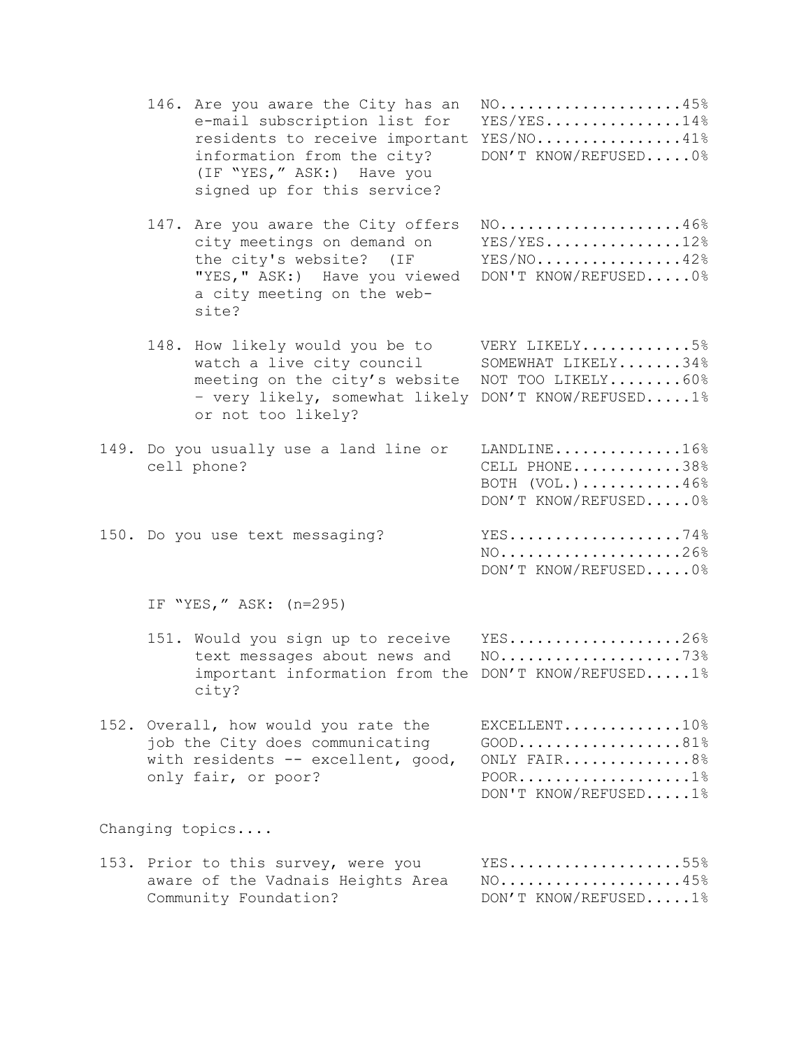146. Are you aware the City has an e-mail subscription list for residents to receive important information from the city? (IF "YES," ASK:) Have you signed up for this service?

| | |
|---|---|
| NO | 45% |
| YES/YES | 14% |
| YES/NO | 41% |
| DON'T KNOW/REFUSED | 0% |

147. Are you aware the City offers city meetings on demand on the city's website? (IF "YES," ASK:) Have you viewed a city meeting on the website?

| | |
|---|---|
| NO | 46% |
| YES/YES | 12% |
| YES/NO | 42% |
| DON'T KNOW/REFUSED | 0% |

148. How likely would you be to watch a live city council meeting on the city's website – very likely, somewhat likely or not too likely?

| | |
|---|---|
| VERY LIKELY | 5% |
| SOMEWHAT LIKELY | 34% |
| NOT TOO LIKELY | 60% |
| DON'T KNOW/REFUSED | 1% |

149. Do you usually use a land line or cell phone?

| | |
|---|---|
| LANDLINE | 16% |
| CELL PHONE | 38% |
| BOTH (VOL.) | 46% |
| DON'T KNOW/REFUSED | 0% |

150. Do you use text messaging?

| | |
|---|---|
| YES | 74% |
| NO | 26% |
| DON'T KNOW/REFUSED | 0% |

IF "YES," ASK: (n=295)

151. Would you sign up to receive text messages about news and important information from the city?

| | |
|---|---|
| YES | 26% |
| NO | 73% |
| DON'T KNOW/REFUSED | 1% |

152. Overall, how would you rate the job the City does communicating with residents -- excellent, good, only fair, or poor?

| | |
|---|---|
| EXCELLENT | 10% |
| GOOD | 81% |
| ONLY FAIR | 8% |
| POOR | 1% |
| DON'T KNOW/REFUSED | 1% |

Changing topics....

153. Prior to this survey, were you aware of the Vadnais Heights Area Community Foundation?

| | |
|---|---|
| YES | 55% |
| NO | 45% |
| DON'T KNOW/REFUSED | 1% |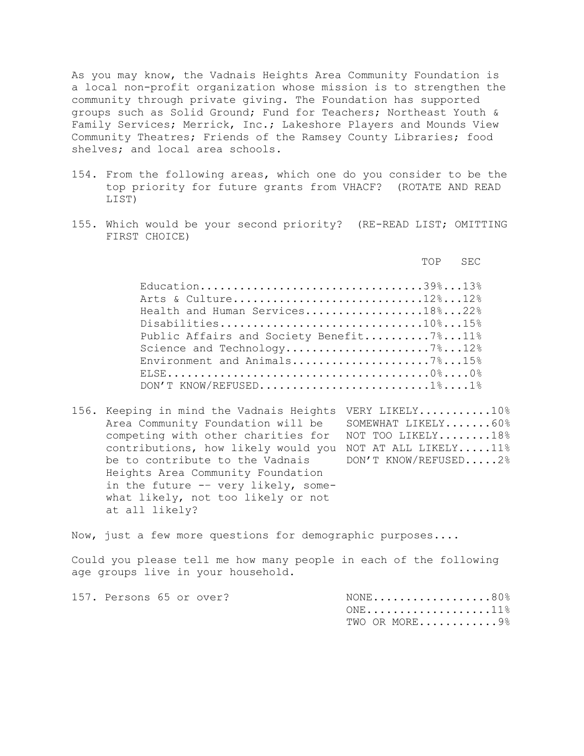As you may know, the Vadnais Heights Area Community Foundation is a local non-profit organization whose mission is to strengthen the community through private giving. The Foundation has supported groups such as Solid Ground; Fund for Teachers; Northeast Youth & Family Services; Merrick, Inc.; Lakeshore Players and Mounds View Community Theatres; Friends of the Ramsey County Libraries; food shelves; and local area schools.

154. From the following areas, which one do you consider to be the top priority for future grants from VHACF? (ROTATE AND READ LIST)

155. Which would be your second priority? (RE-READ LIST; OMITTING FIRST CHOICE)

| | TOP | SEC |
|---|---|---|
| Education | 39% | 13% |
| Arts & Culture | 12% | 12% |
| Health and Human Services | 18% | 22% |
| Disabilities | 10% | 15% |
| Public Affairs and Society Benefit | 7% | 11% |
| Science and Technology | 7% | 12% |
| Environment and Animals | 7% | 15% |
| ELSE | 0% | 0% |
| DON'T KNOW/REFUSED | 1% | 1% |

156. Keeping in mind the Vadnais Heights Area Community Foundation will be competing with other charities for contributions, how likely would you be to contribute to the Vadnais Heights Area Community Foundation in the future -– very likely, somewhat likely, not too likely or not at all likely?

| | |
|---|---|
| VERY LIKELY | 10% |
| SOMEWHAT LIKELY | 60% |
| NOT TOO LIKELY | 18% |
| NOT AT ALL LIKELY | 11% |
| DON'T KNOW/REFUSED | 2% |

Now, just a few more questions for demographic purposes....

Could you please tell me how many people in each of the following age groups live in your household.

157. Persons 65 or over?

| | |
|---|---|
| NONE | 80% |
| ONE | 11% |
| TWO OR MORE | 9% |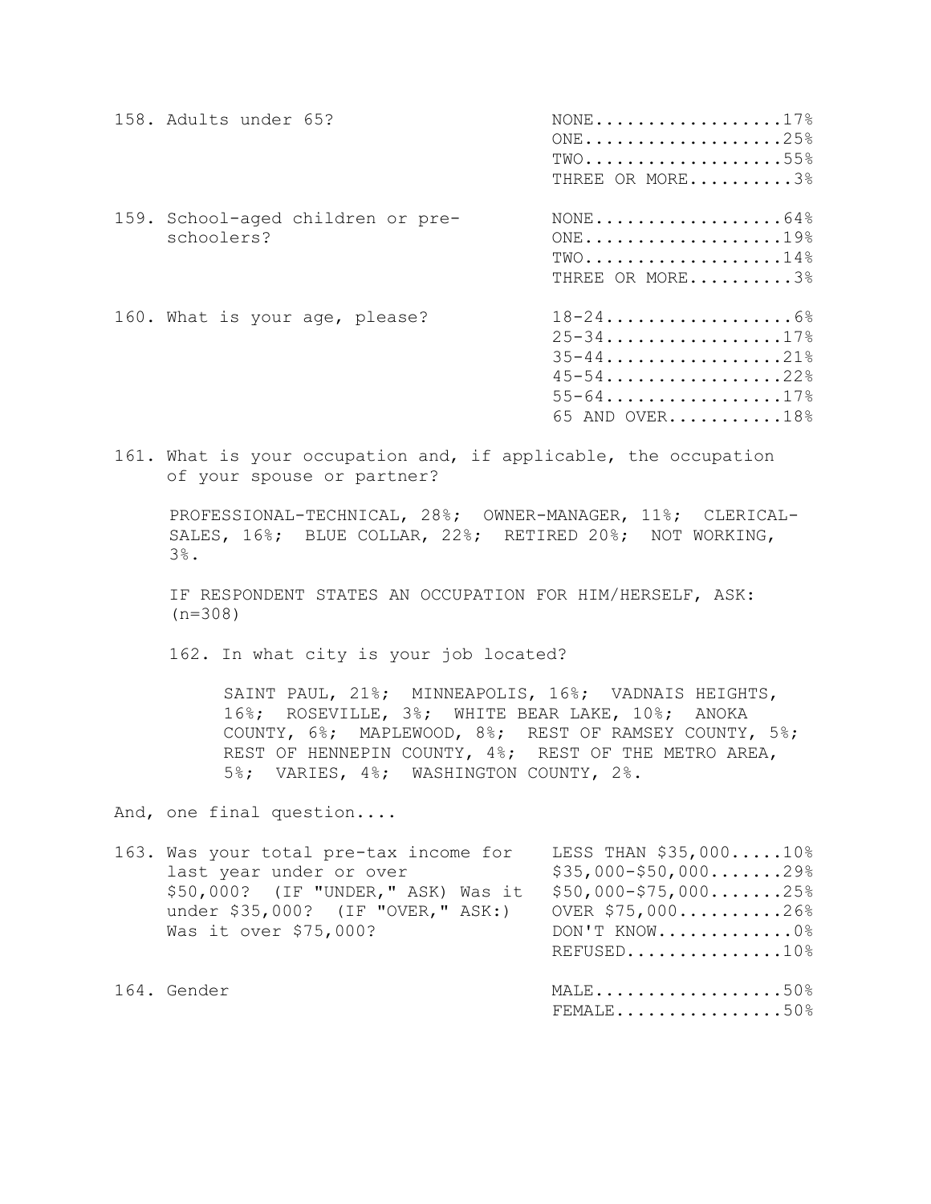158. Adults under 65?

| | |
|---|---|
| NONE | 17% |
| ONE | 25% |
| TWO | 55% |
| THREE OR MORE | 3% |

159. School-aged children or pre-schoolers?

| | |
|---|---|
| NONE | 64% |
| ONE | 19% |
| TWO | 14% |
| THREE OR MORE | 3% |

160. What is your age, please?

| | |
|---|---|
| 18-24 | 6% |
| 25-34 | 17% |
| 35-44 | 21% |
| 45-54 | 22% |
| 55-64 | 17% |
| 65 AND OVER | 18% |

161. What is your occupation and, if applicable, the occupation of your spouse or partner?

PROFESSIONAL-TECHNICAL, 28%; OWNER-MANAGER, 11%; CLERICAL-SALES, 16%; BLUE COLLAR, 22%; RETIRED 20%; NOT WORKING, 3%.

IF RESPONDENT STATES AN OCCUPATION FOR HIM/HERSELF, ASK: (n=308)

162. In what city is your job located?

SAINT PAUL, 21%; MINNEAPOLIS, 16%; VADNAIS HEIGHTS, 16%; ROSEVILLE, 3%; WHITE BEAR LAKE, 10%; ANOKA COUNTY, 6%; MAPLEWOOD, 8%; REST OF RAMSEY COUNTY, 5%; REST OF HENNEPIN COUNTY, 4%; REST OF THE METRO AREA, 5%; VARIES, 4%; WASHINGTON COUNTY, 2%.

And, one final question....

163. Was your total pre-tax income for last year under or over $50,000? (IF "UNDER," ASK) Was it under $35,000? (IF "OVER," ASK:) Was it over $75,000?

| | |
|---|---|
| LESS THAN $35,000 | 10% |
| $35,000-$50,000 | 29% |
| $50,000-$75,000 | 25% |
| OVER $75,000 | 26% |
| DON'T KNOW | 0% |
| REFUSED | 10% |

164. Gender

| | |
|---|---|
| MALE | 50% |
| FEMALE | 50% |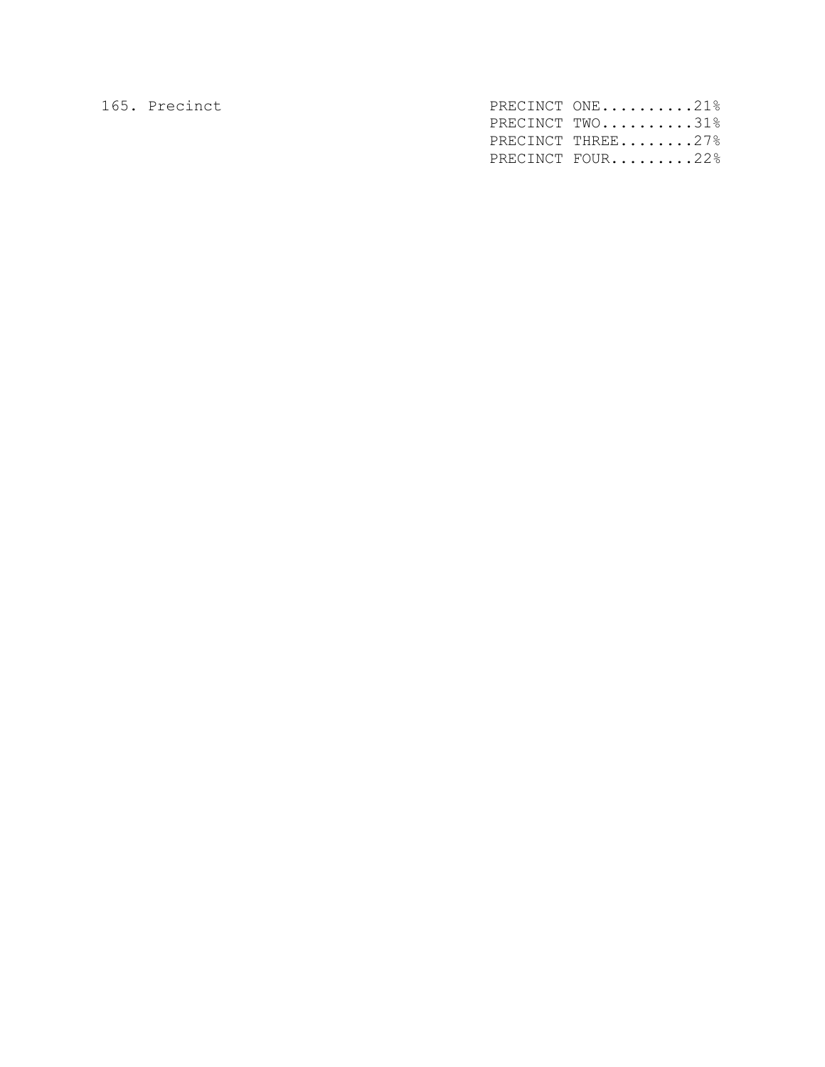165. Precinct

| | |
|---|---|
| PRECINCT ONE | 21% |
| PRECINCT TWO | 31% |
| PRECINCT THREE | 27% |
| PRECINCT FOUR | 22% |